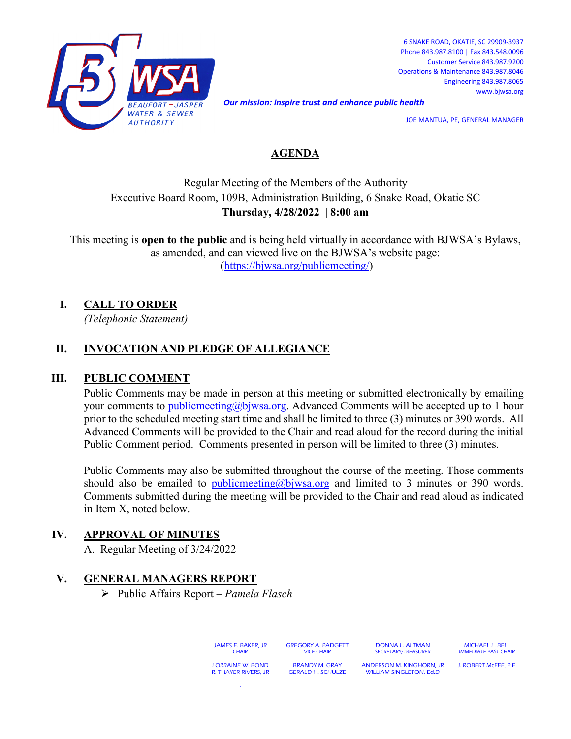BEAUFORT – JASPER WATER & SEWER AUTHORITY

6 SNAKE ROAD, OKATIE, SC 29909-3937
Phone 843.987.8100 | Fax 843.548.0096
Customer Service 843.987.9200
Operations & Maintenance 843.987.8046
Engineering 843.987.8065
www.bjwsa.org

***Our mission: inspire trust and enhance public health***

JOE MANTUA, PE, GENERAL MANAGER

# AGENDA

Regular Meeting of the Members of the Authority
Executive Board Room, 109B, Administration Building, 6 Snake Road, Okatie SC
**Thursday, 4/28/2022 | 8:00 am**

This meeting is **open to the public** and is being held virtually in accordance with BJWSA's Bylaws, as amended, and can viewed live on the BJWSA's website page: (https://bjwsa.org/publicmeeting/)

## I. CALL TO ORDER

*(Telephonic Statement)*

## II. INVOCATION AND PLEDGE OF ALLEGIANCE

## III. PUBLIC COMMENT

Public Comments may be made in person at this meeting or submitted electronically by emailing your comments to publicmeeting@bjwsa.org. Advanced Comments will be accepted up to 1 hour prior to the scheduled meeting start time and shall be limited to three (3) minutes or 390 words. All Advanced Comments will be provided to the Chair and read aloud for the record during the initial Public Comment period. Comments presented in person will be limited to three (3) minutes.

Public Comments may also be submitted throughout the course of the meeting. Those comments should also be emailed to publicmeeting@bjwsa.org and limited to 3 minutes or 390 words. Comments submitted during the meeting will be provided to the Chair and read aloud as indicated in Item X, noted below.

## IV. APPROVAL OF MINUTES

A. Regular Meeting of 3/24/2022

## V. GENERAL MANAGERS REPORT

- Public Affairs Report – *Pamela Flasch*

JAMES E. BAKER, JR – CHAIR
GREGORY A. PADGETT – VICE CHAIR
DONNA L. ALTMAN – SECRETARY/TREASURER
MICHAEL L. BELL – IMMEDIATE PAST CHAIR
LORRAINE W. BOND
BRANDY M. GRAY
ANDERSON M. KINGHORN, JR
J. ROBERT McFEE, P.E.
R. THAYER RIVERS, JR
GERALD H. SCHULZE
WILLIAM SINGLETON, Ed.D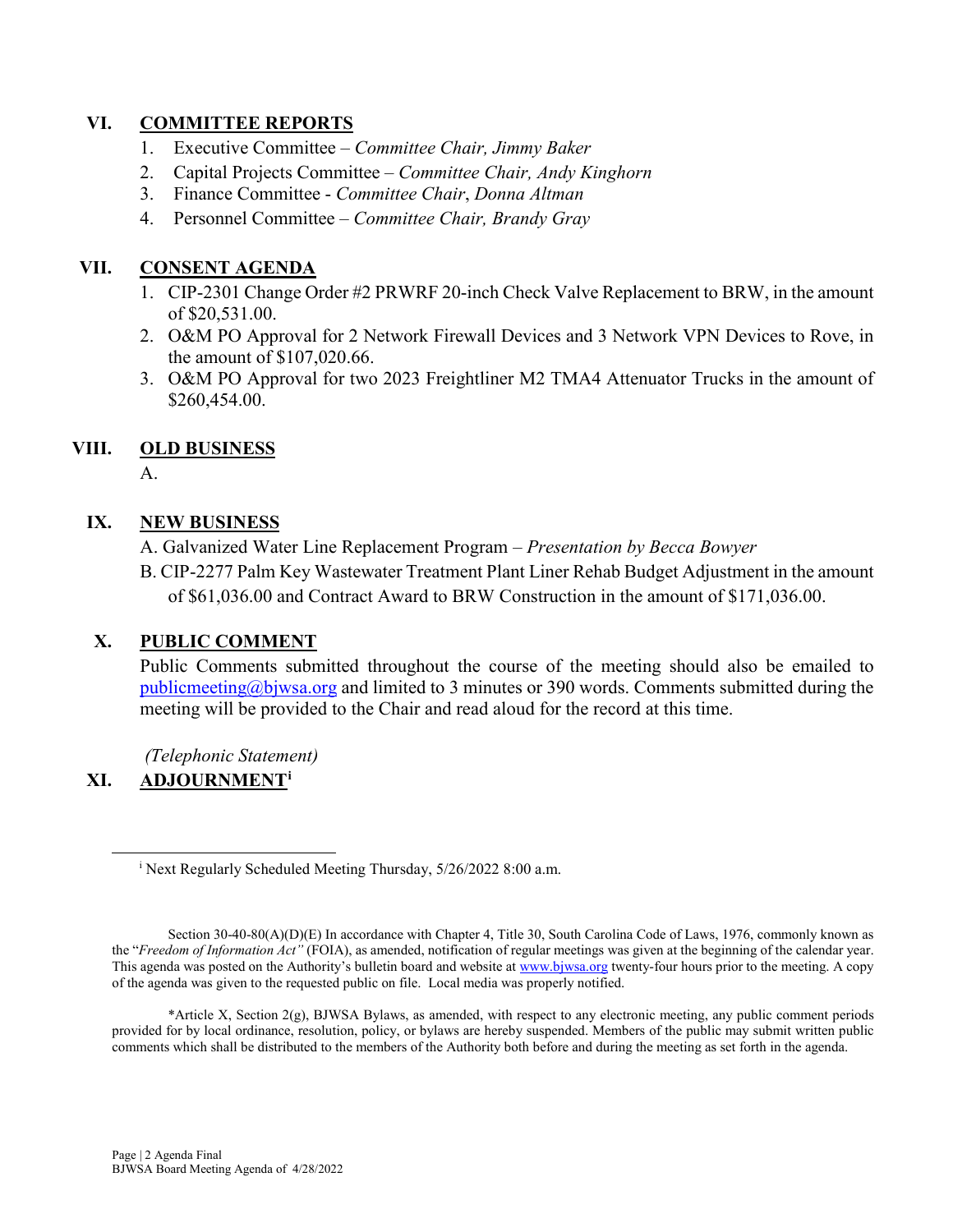## VI. COMMITTEE REPORTS

1. Executive Committee – *Committee Chair, Jimmy Baker*
2. Capital Projects Committee – *Committee Chair, Andy Kinghorn*
3. Finance Committee - *Committee Chair*, *Donna Altman*
4. Personnel Committee – *Committee Chair, Brandy Gray*

## VII. CONSENT AGENDA

1. CIP-2301 Change Order #2 PRWRF 20-inch Check Valve Replacement to BRW, in the amount of $20,531.00.
2. O&M PO Approval for 2 Network Firewall Devices and 3 Network VPN Devices to Rove, in the amount of $107,020.66.
3. O&M PO Approval for two 2023 Freightliner M2 TMA4 Attenuator Trucks in the amount of $260,454.00.

## VIII. OLD BUSINESS

A.

## IX. NEW BUSINESS

A. Galvanized Water Line Replacement Program – *Presentation by Becca Bowyer*

B. CIP-2277 Palm Key Wastewater Treatment Plant Liner Rehab Budget Adjustment in the amount of $61,036.00 and Contract Award to BRW Construction in the amount of $171,036.00.

## X. PUBLIC COMMENT

Public Comments submitted throughout the course of the meeting should also be emailed to publicmeeting@bjwsa.org and limited to 3 minutes or 390 words. Comments submitted during the meeting will be provided to the Chair and read aloud for the record at this time.

*(Telephonic Statement)*

## XI. ADJOURNMENT[i]

[i] Next Regularly Scheduled Meeting Thursday, 5/26/2022 8:00 a.m.

Section 30-40-80(A)(D)(E) In accordance with Chapter 4, Title 30, South Carolina Code of Laws, 1976, commonly known as the "*Freedom of Information Act"* (FOIA), as amended, notification of regular meetings was given at the beginning of the calendar year. This agenda was posted on the Authority's bulletin board and website at www.bjwsa.org twenty-four hours prior to the meeting. A copy of the agenda was given to the requested public on file. Local media was properly notified.

*Article X, Section 2(g), BJWSA Bylaws, as amended, with respect to any electronic meeting, any public comment periods provided for by local ordinance, resolution, policy, or bylaws are hereby suspended. Members of the public may submit written public comments which shall be distributed to the members of the Authority both before and during the meeting as set forth in the agenda.